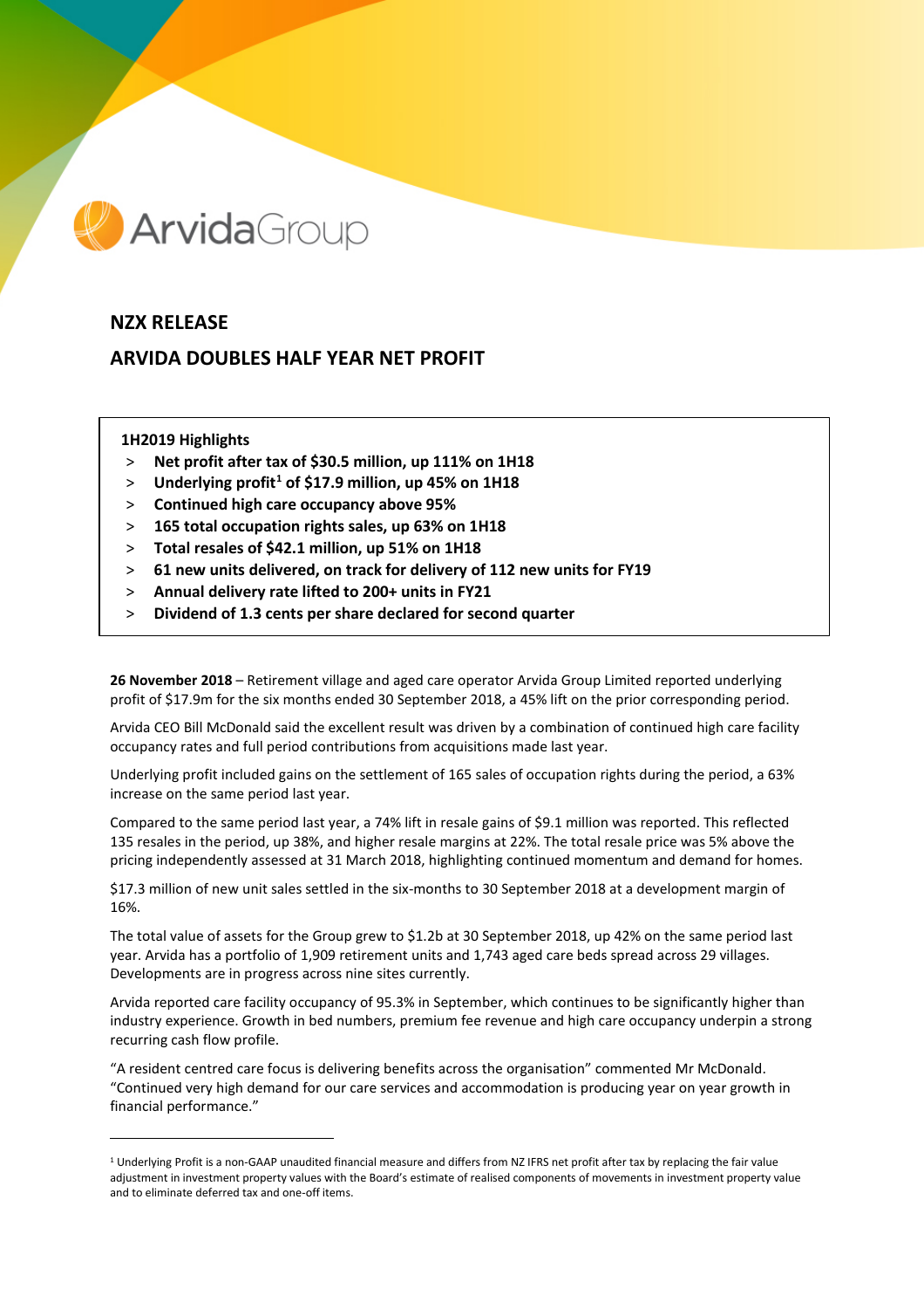ArvidaGroup

# NZX RELEASE

# ARVIDA DOUBLES HALF YEAR NET PROFIT

**1H2019 Highlights**

- **Net profit after tax of $30.5 million, up 111% on 1H18**
- **Underlying profit[1] of $17.9 million, up 45% on 1H18**
- **Continued high care occupancy above 95%**
- **165 total occupation rights sales, up 63% on 1H18**
- **Total resales of $42.1 million, up 51% on 1H18**
- **61 new units delivered, on track for delivery of 112 new units for FY19**
- **Annual delivery rate lifted to 200+ units in FY21**
- **Dividend of 1.3 cents per share declared for second quarter**

**26 November 2018** – Retirement village and aged care operator Arvida Group Limited reported underlying profit of $17.9m for the six months ended 30 September 2018, a 45% lift on the prior corresponding period.

Arvida CEO Bill McDonald said the excellent result was driven by a combination of continued high care facility occupancy rates and full period contributions from acquisitions made last year.

Underlying profit included gains on the settlement of 165 sales of occupation rights during the period, a 63% increase on the same period last year.

Compared to the same period last year, a 74% lift in resale gains of $9.1 million was reported. This reflected 135 resales in the period, up 38%, and higher resale margins at 22%. The total resale price was 5% above the pricing independently assessed at 31 March 2018, highlighting continued momentum and demand for homes.

$17.3 million of new unit sales settled in the six-months to 30 September 2018 at a development margin of 16%.

The total value of assets for the Group grew to $1.2b at 30 September 2018, up 42% on the same period last year. Arvida has a portfolio of 1,909 retirement units and 1,743 aged care beds spread across 29 villages. Developments are in progress across nine sites currently.

Arvida reported care facility occupancy of 95.3% in September, which continues to be significantly higher than industry experience. Growth in bed numbers, premium fee revenue and high care occupancy underpin a strong recurring cash flow profile.

"A resident centred care focus is delivering benefits across the organisation" commented Mr McDonald. "Continued very high demand for our care services and accommodation is producing year on year growth in financial performance."

[1] Underlying Profit is a non-GAAP unaudited financial measure and differs from NZ IFRS net profit after tax by replacing the fair value adjustment in investment property values with the Board's estimate of realised components of movements in investment property value and to eliminate deferred tax and one-off items.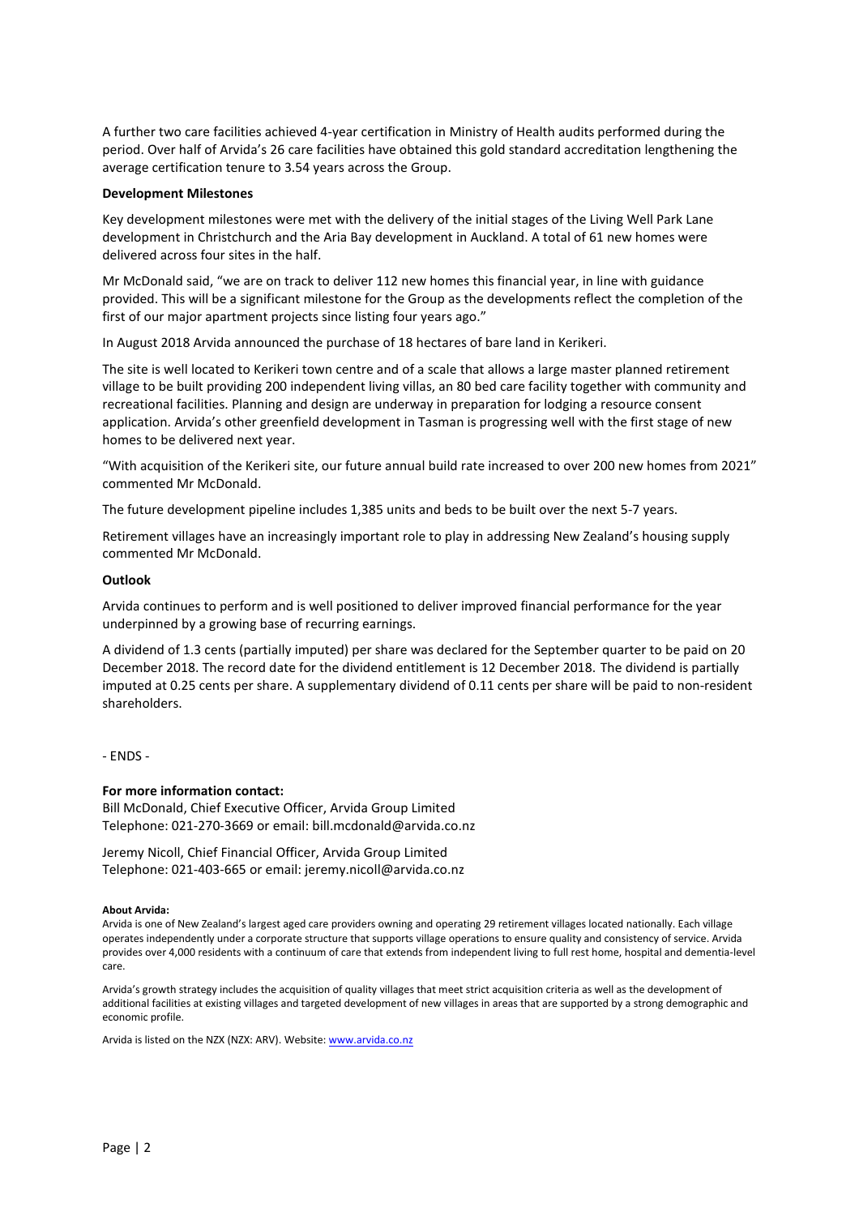A further two care facilities achieved 4-year certification in Ministry of Health audits performed during the period. Over half of Arvida's 26 care facilities have obtained this gold standard accreditation lengthening the average certification tenure to 3.54 years across the Group.

**Development Milestones**

Key development milestones were met with the delivery of the initial stages of the Living Well Park Lane development in Christchurch and the Aria Bay development in Auckland. A total of 61 new homes were delivered across four sites in the half.

Mr McDonald said, "we are on track to deliver 112 new homes this financial year, in line with guidance provided. This will be a significant milestone for the Group as the developments reflect the completion of the first of our major apartment projects since listing four years ago."

In August 2018 Arvida announced the purchase of 18 hectares of bare land in Kerikeri.

The site is well located to Kerikeri town centre and of a scale that allows a large master planned retirement village to be built providing 200 independent living villas, an 80 bed care facility together with community and recreational facilities. Planning and design are underway in preparation for lodging a resource consent application. Arvida's other greenfield development in Tasman is progressing well with the first stage of new homes to be delivered next year.

"With acquisition of the Kerikeri site, our future annual build rate increased to over 200 new homes from 2021" commented Mr McDonald.

The future development pipeline includes 1,385 units and beds to be built over the next 5-7 years.

Retirement villages have an increasingly important role to play in addressing New Zealand's housing supply commented Mr McDonald.

**Outlook**

Arvida continues to perform and is well positioned to deliver improved financial performance for the year underpinned by a growing base of recurring earnings.

A dividend of 1.3 cents (partially imputed) per share was declared for the September quarter to be paid on 20 December 2018. The record date for the dividend entitlement is 12 December 2018. The dividend is partially imputed at 0.25 cents per share. A supplementary dividend of 0.11 cents per share will be paid to non-resident shareholders.

- ENDS -

**For more information contact:**
Bill McDonald, Chief Executive Officer, Arvida Group Limited
Telephone: 021-270-3669 or email: bill.mcdonald@arvida.co.nz

Jeremy Nicoll, Chief Financial Officer, Arvida Group Limited
Telephone: 021-403-665 or email: jeremy.nicoll@arvida.co.nz

**About Arvida:**
Arvida is one of New Zealand's largest aged care providers owning and operating 29 retirement villages located nationally. Each village operates independently under a corporate structure that supports village operations to ensure quality and consistency of service. Arvida provides over 4,000 residents with a continuum of care that extends from independent living to full rest home, hospital and dementia-level care.

Arvida's growth strategy includes the acquisition of quality villages that meet strict acquisition criteria as well as the development of additional facilities at existing villages and targeted development of new villages in areas that are supported by a strong demographic and economic profile.

Arvida is listed on the NZX (NZX: ARV). Website: www.arvida.co.nz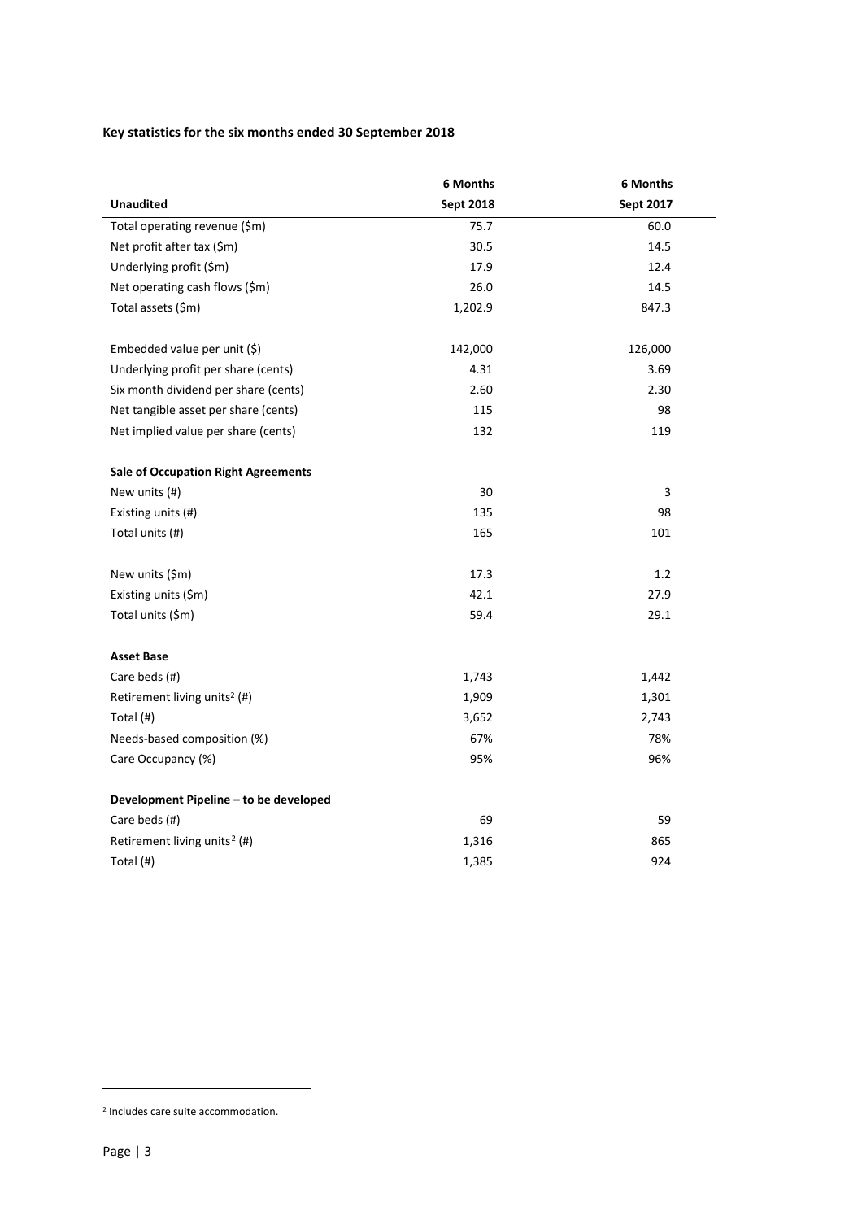**Key statistics for the six months ended 30 September 2018**

| Unaudited | 6 Months Sept 2018 | 6 Months Sept 2017 |
|---|---|---|
| Total operating revenue ($m) | 75.7 | 60.0 |
| Net profit after tax ($m) | 30.5 | 14.5 |
| Underlying profit ($m) | 17.9 | 12.4 |
| Net operating cash flows ($m) | 26.0 | 14.5 |
| Total assets ($m) | 1,202.9 | 847.3 |
| | | |
| Embedded value per unit ($) | 142,000 | 126,000 |
| Underlying profit per share (cents) | 4.31 | 3.69 |
| Six month dividend per share (cents) | 2.60 | 2.30 |
| Net tangible asset per share (cents) | 115 | 98 |
| Net implied value per share (cents) | 132 | 119 |
| | | |
| **Sale of Occupation Right Agreements** | | |
| New units (#) | 30 | 3 |
| Existing units (#) | 135 | 98 |
| Total units (#) | 165 | 101 |
| | | |
| New units ($m) | 17.3 | 1.2 |
| Existing units ($m) | 42.1 | 27.9 |
| Total units ($m) | 59.4 | 29.1 |
| | | |
| **Asset Base** | | |
| Care beds (#) | 1,743 | 1,442 |
| Retirement living units[2] (#) | 1,909 | 1,301 |
| Total (#) | 3,652 | 2,743 |
| Needs-based composition (%) | 67% | 78% |
| Care Occupancy (%) | 95% | 96% |
| | | |
| **Development Pipeline – to be developed** | | |
| Care beds (#) | 69 | 59 |
| Retirement living units[2] (#) | 1,316 | 865 |
| Total (#) | 1,385 | 924 |

[2] Includes care suite accommodation.